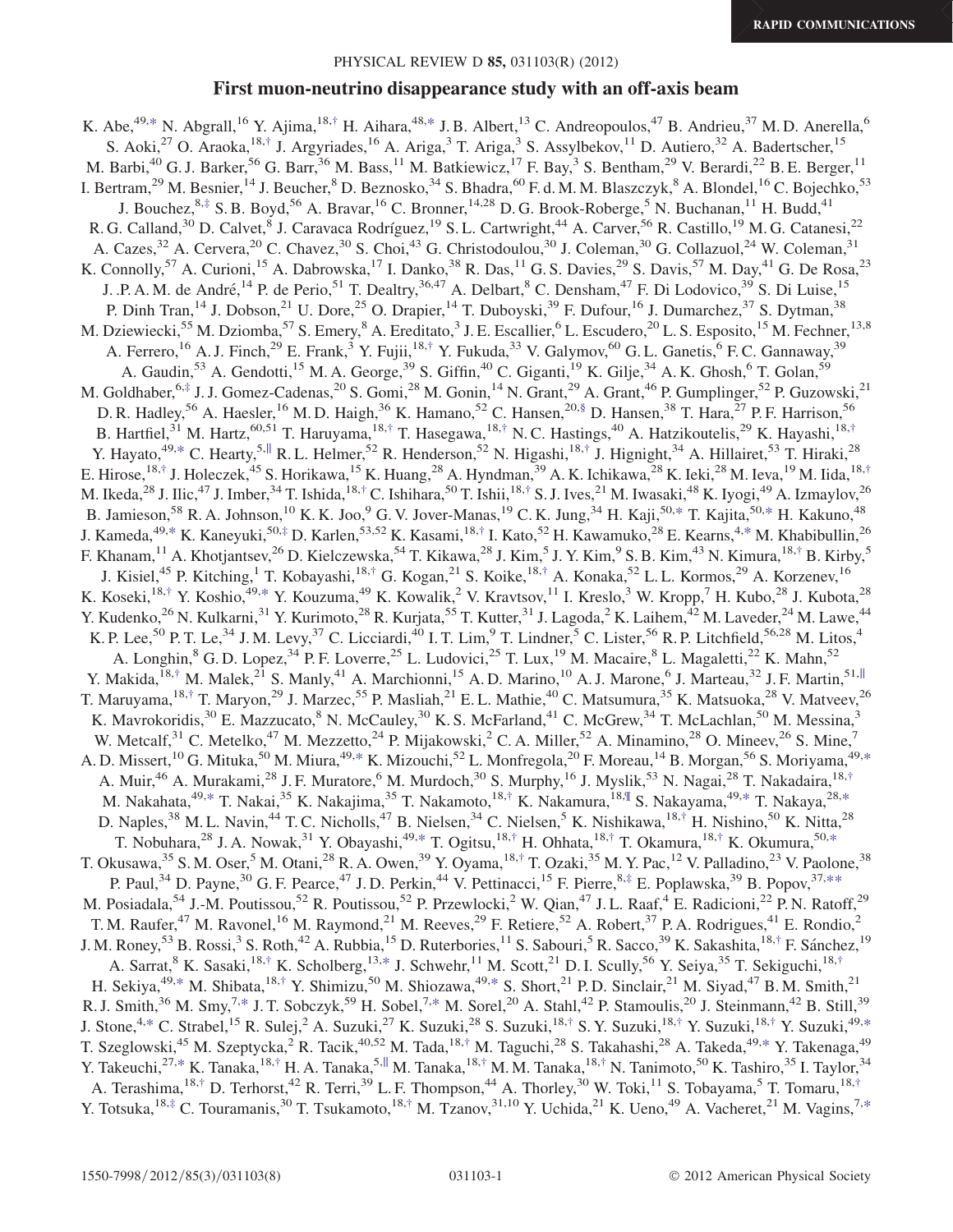RAPID COMMUNICATIONS

# First muon-neutrino disappearance study with an off-axis beam

K. Abe,[49,*] N. Abgrall,[16] Y. Ajima,[18,†] H. Aihara,[48,*] J. B. Albert,[13] C. Andreopoulos,[47] B. Andrieu,[37] M. D. Anerella,[6] S. Aoki,[27] O. Araoka,[18,†] J. Argyriades,[16] A. Ariga,[3] T. Ariga,[3] S. Assylbekov,[11] D. Autiero,[32] A. Badertscher,[15] M. Barbi,[40] G. J. Barker,[56] G. Barr,[36] M. Bass,[11] M. Batkiewicz,[17] F. Bay,[3] S. Bentham,[29] V. Berardi,[22] B. E. Berger,[11] I. Bertram,[29] M. Besnier,[14] J. Beucher,[8] D. Beznosko,[34] S. Bhadra,[60] F. d. M. M. Blaszczyk,[8] A. Blondel,[16] C. Bojechko,[53] J. Bouchez,[8,‡] S. B. Boyd,[56] A. Bravar,[16] C. Bronner,[14,28] D. G. Brook-Roberge,[5] N. Buchanan,[11] H. Budd,[41] R. G. Calland,[30] D. Calvet,[8] J. Caravaca Rodríguez,[19] S. L. Cartwright,[44] A. Carver,[56] R. Castillo,[19] M. G. Catanesi,[22] A. Cazes,[32] A. Cervera,[20] C. Chavez,[30] S. Choi,[43] G. Christodoulou,[30] J. Coleman,[30] G. Collazuol,[24] W. Coleman,[31] K. Connolly,[57] A. Curioni,[15] A. Dabrowska,[17] I. Danko,[38] R. Das,[11] G. S. Davies,[29] S. Davis,[57] M. Day,[41] G. De Rosa,[23] J. .P. A. M. de André,[14] P. de Perio,[51] T. Dealtry,[36,47] A. Delbart,[8] C. Densham,[47] F. Di Lodovico,[39] S. Di Luise,[15] P. Dinh Tran,[14] J. Dobson,[21] U. Dore,[25] O. Drapier,[14] T. Duboyski,[39] F. Dufour,[16] J. Dumarchez,[37] S. Dytman,[38] M. Dziewiecki,[55] M. Dziomba,[57] S. Emery,[8] A. Ereditato,[3] J. E. Escallier,[6] L. Escudero,[20] L. S. Esposito,[15] M. Fechner,[13,8] A. Ferrero,[16] A. J. Finch,[29] E. Frank,[3] Y. Fujii,[18,†] Y. Fukuda,[33] V. Galymov,[60] G. L. Ganetis,[6] F. C. Gannaway,[39] A. Gaudin,[53] A. Gendotti,[15] M. A. George,[39] S. Giffin,[40] C. Giganti,[19] K. Gilje,[34] A. K. Ghosh,[6] T. Golan,[59] M. Goldhaber,[6,‡] J. J. Gomez-Cadenas,[20] S. Gomi,[28] M. Gonin,[14] N. Grant,[29] A. Grant,[46] P. Gumplinger,[52] P. Guzowski,[21] D. R. Hadley,[56] A. Haesler,[16] M. D. Haigh,[36] K. Hamano,[52] C. Hansen,[20,§] D. Hansen,[38] T. Hara,[27] P. F. Harrison,[56] B. Hartfiel,[31] M. Hartz,[60,51] T. Haruyama,[18,†] T. Hasegawa,[18,†] N. C. Hastings,[40] A. Hatzikoutelis,[29] K. Hayashi,[18,†] Y. Hayato,[49,*] C. Hearty,[5,‖] R. L. Helmer,[52] R. Henderson,[52] N. Higashi,[18,†] J. Hignight,[34] A. Hillairet,[53] T. Hiraki,[28] E. Hirose,[18,†] J. Holeczek,[45] S. Horikawa,[15] K. Huang,[28] A. Hyndman,[39] A. K. Ichikawa,[28] K. Ieki,[28] M. Ieva,[19] M. Iida,[18,†] M. Ikeda,[28] J. Ilic,[47] J. Imber,[34] T. Ishida,[18,†] C. Ishihara,[50] T. Ishii,[18,†] S. J. Ives,[21] M. Iwasaki,[48] K. Iyogi,[49] A. Izmaylov,[26] B. Jamieson,[58] R. A. Johnson,[10] K. K. Joo,[9] G. V. Jover-Manas,[19] C. K. Jung,[34] H. Kaji,[50,*] T. Kajita,[50,*] H. Kakuno,[48] J. Kameda,[49,*] K. Kaneyuki,[50,‡] D. Karlen,[53,52] K. Kasami,[18,†] I. Kato,[52] H. Kawamuko,[28] E. Kearns,[4,*] M. Khabibullin,[26] F. Khanam,[11] A. Khotjantsev,[26] D. Kielczewska,[54] T. Kikawa,[28] J. Kim,[5] J. Y. Kim,[9] S. B. Kim,[43] N. Kimura,[18,†] B. Kirby,[5] J. Kisiel,[45] P. Kitching,[1] T. Kobayashi,[18,†] G. Kogan,[21] S. Koike,[18,†] A. Konaka,[52] L. L. Kormos,[29] A. Korzenev,[16] K. Koseki,[18,†] Y. Koshio,[49,*] Y. Kouzuma,[49] K. Kowalik,[2] V. Kravtsov,[11] I. Kreslo,[3] W. Kropp,[7] H. Kubo,[28] J. Kubota,[28] Y. Kudenko,[26] N. Kulkarni,[31] Y. Kurimoto,[28] R. Kurjata,[55] T. Kutter,[31] J. Lagoda,[2] K. Laihem,[42] M. Laveder,[24] M. Lawe,[44] K. P. Lee,[50] P. T. Le,[34] J. M. Levy,[37] C. Licciardi,[40] I. T. Lim,[9] T. Lindner,[5] C. Lister,[56] R. P. Litchfield,[56,28] M. Litos,[4] A. Longhin,[8] G. D. Lopez,[34] P. F. Loverre,[25] L. Ludovici,[25] T. Lux,[19] M. Macaire,[8] L. Magaletti,[22] K. Mahn,[52] Y. Makida,[18,†] M. Malek,[21] S. Manly,[41] A. Marchionni,[15] A. D. Marino,[10] A. J. Marone,[6] J. Marteau,[32] J. F. Martin,[51,‖] T. Maruyama,[18,†] T. Maryon,[29] J. Marzec,[55] P. Masliah,[21] E. L. Mathie,[40] C. Matsumura,[35] K. Matsuoka,[28] V. Matveev,[26] K. Mavrokoridis,[30] E. Mazzucato,[8] N. McCauley,[30] K. S. McFarland,[41] C. McGrew,[34] T. McLachlan,[50] M. Messina,[3] W. Metcalf,[31] C. Metelko,[47] M. Mezzetto,[24] P. Mijakowski,[2] C. A. Miller,[52] A. Minamino,[28] O. Mineev,[26] S. Mine,[7] A. D. Missert,[10] G. Mituka,[50] M. Miura,[49,*] K. Mizouchi,[52] L. Monfregola,[20] F. Moreau,[14] B. Morgan,[56] S. Moriyama,[49,*] A. Muir,[46] A. Murakami,[28] J. F. Muratore,[6] M. Murdoch,[30] S. Murphy,[16] J. Myslik,[53] N. Nagai,[28] T. Nakadaira,[18,†] M. Nakahata,[49,*] T. Nakai,[35] K. Nakajima,[35] T. Nakamoto,[18,†] K. Nakamura,[18,¶] S. Nakayama,[49,*] T. Nakaya,[28,*] D. Naples,[38] M. L. Navin,[44] T. C. Nicholls,[47] B. Nielsen,[34] C. Nielsen,[5] K. Nishikawa,[18,†] H. Nishino,[50] K. Nitta,[28] T. Nobuhara,[28] J. A. Nowak,[31] Y. Obayashi,[49,*] T. Ogitsu,[18,†] H. Ohhata,[18,†] T. Okamura,[18,†] K. Okumura,[50,*] T. Okusawa,[35] S. M. Oser,[5] M. Otani,[28] R. A. Owen,[39] Y. Oyama,[18,†] T. Ozaki,[35] M. Y. Pac,[12] V. Palladino,[23] V. Paolone,[38] P. Paul,[34] D. Payne,[30] G. F. Pearce,[47] J. D. Perkin,[44] V. Pettinacci,[15] F. Pierre,[8,‡] E. Poplawska,[39] B. Popov,[37,**] M. Posiadala,[54] J.-M. Poutissou,[52] R. Poutissou,[52] P. Przewlocki,[2] W. Qian,[47] J. L. Raaf,[4] E. Radicioni,[22] P. N. Ratoff,[29] T. M. Raufer,[47] M. Ravonel,[16] M. Raymond,[21] M. Reeves,[29] F. Retiere,[52] A. Robert,[37] P. A. Rodrigues,[41] E. Rondio,[2] J. M. Roney,[53] B. Rossi,[3] S. Roth,[42] A. Rubbia,[15] D. Ruterbories,[11] S. Sabouri,[5] R. Sacco,[39] K. Sakashita,[18,†] F. Sánchez,[19] A. Sarrat,[8] K. Sasaki,[18,†] K. Scholberg,[13,*] J. Schwehr,[11] M. Scott,[21] D. I. Scully,[56] Y. Seiya,[35] T. Sekiguchi,[18,†] H. Sekiya,[49,*] M. Shibata,[18,†] Y. Shimizu,[50] M. Shiozawa,[49,*] S. Short,[21] P. D. Sinclair,[21] M. Siyad,[47] B. M. Smith,[21] R. J. Smith,[36] M. Smy,[7,*] J. T. Sobczyk,[59] H. Sobel,[7,*] M. Sorel,[20] A. Stahl,[42] P. Stamoulis,[20] J. Steinmann,[42] B. Still,[39] J. Stone,[4,*] C. Strabel,[15] R. Sulej,[2] A. Suzuki,[27] K. Suzuki,[28] S. Suzuki,[18,†] S. Y. Suzuki,[18,†] Y. Suzuki,[18,†] Y. Suzuki,[49,*] T. Szeglowski,[45] M. Szeptycka,[2] R. Tacik,[40,52] M. Tada,[18,†] M. Taguchi,[28] S. Takahashi,[28] A. Takeda,[49,*] Y. Takenaga,[49] Y. Takeuchi,[27,*] K. Tanaka,[18,†] H. A. Tanaka,[5,‖] M. Tanaka,[18,†] M. M. Tanaka,[18,†] N. Tanimoto,[50] K. Tashiro,[35] I. Taylor,[34] A. Terashima,[18,†] D. Terhorst,[42] R. Terri,[39] L. F. Thompson,[44] A. Thorley,[30] W. Toki,[11] S. Tobayama,[5] T. Tomaru,[18,†] Y. Totsuka,[18,‡] C. Touramanis,[30] T. Tsukamoto,[18,†] M. Tzanov,[31,10] Y. Uchida,[21] K. Ueno,[49] A. Vacheret,[21] M. Vagins,[7,*]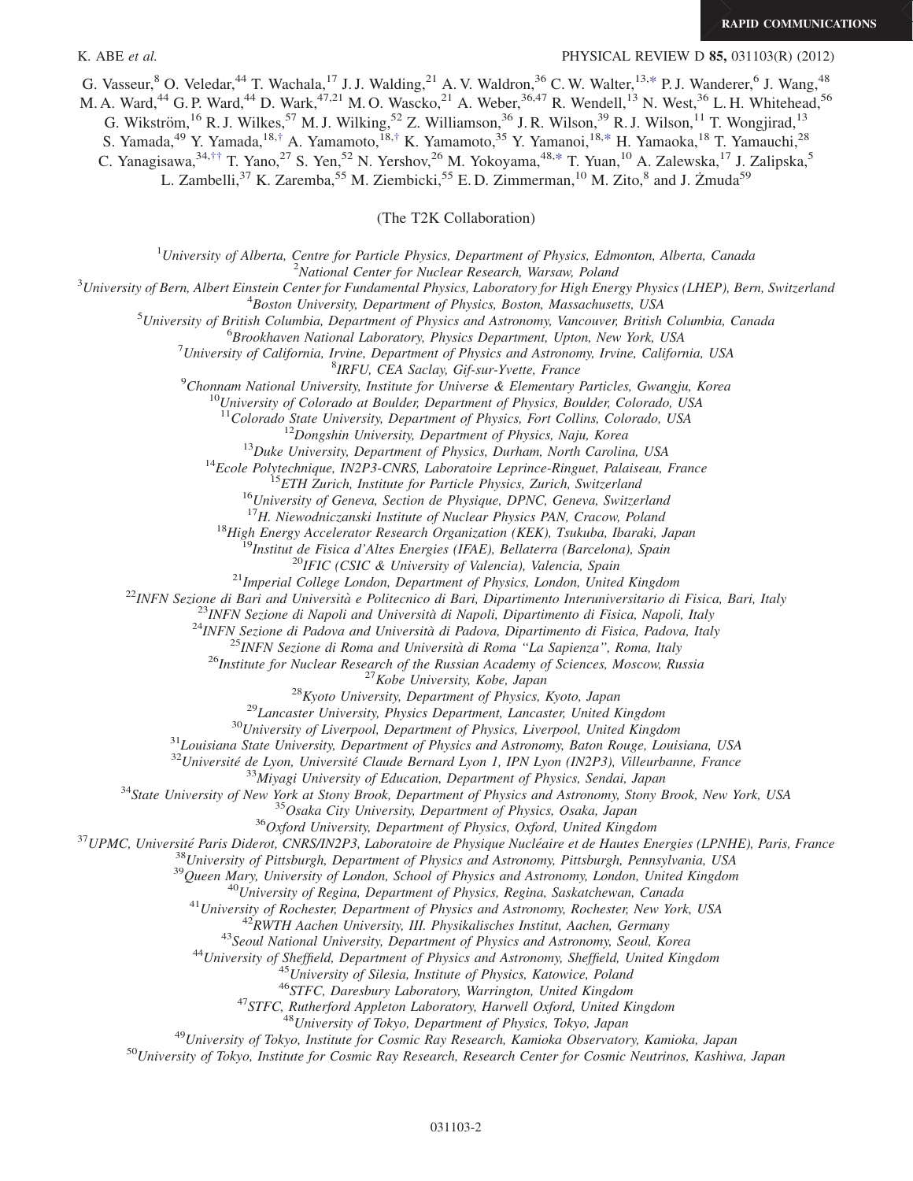G. Vasseur,[8] O. Veledar,[44] T. Wachala,[17] J. J. Walding,[21] A. V. Waldron,[36] C. W. Walter,[13,*] P. J. Wanderer,[6] J. Wang,[48] M. A. Ward,[44] G. P. Ward,[44] D. Wark,[47,21] M. O. Wascko,[21] A. Weber,[36,47] R. Wendell,[13] N. West,[36] L. H. Whitehead,[56] G. Wikström,[16] R. J. Wilkes,[57] M. J. Wilking,[52] Z. Williamson,[36] J. R. Wilson,[39] R. J. Wilson,[11] T. Wongjirad,[13] S. Yamada,[49] Y. Yamada,[18,†] A. Yamamoto,[18,†] K. Yamamoto,[35] Y. Yamanoi,[18,*] H. Yamaoka,[18] T. Yamauchi,[28] C. Yanagisawa,[34,††] T. Yano,[27] S. Yen,[52] N. Yershov,[26] M. Yokoyama,[48,*] T. Yuan,[10] A. Zalewska,[17] J. Zalipska,[5] L. Zambelli,[37] K. Zaremba,[55] M. Ziembicki,[55] E. D. Zimmerman,[10] M. Zito,[8] and J. Żmuda[59]

(The T2K Collaboration)

[1]*University of Alberta, Centre for Particle Physics, Department of Physics, Edmonton, Alberta, Canada*
[2]*National Center for Nuclear Research, Warsaw, Poland*
[3]*University of Bern, Albert Einstein Center for Fundamental Physics, Laboratory for High Energy Physics (LHEP), Bern, Switzerland*
[4]*Boston University, Department of Physics, Boston, Massachusetts, USA*
[5]*University of British Columbia, Department of Physics and Astronomy, Vancouver, British Columbia, Canada*
[6]*Brookhaven National Laboratory, Physics Department, Upton, New York, USA*
[7]*University of California, Irvine, Department of Physics and Astronomy, Irvine, California, USA*
[8]*IRFU, CEA Saclay, Gif-sur-Yvette, France*
[9]*Chonnam National University, Institute for Universe & Elementary Particles, Gwangju, Korea*
[10]*University of Colorado at Boulder, Department of Physics, Boulder, Colorado, USA*
[11]*Colorado State University, Department of Physics, Fort Collins, Colorado, USA*
[12]*Dongshin University, Department of Physics, Naju, Korea*
[13]*Duke University, Department of Physics, Durham, North Carolina, USA*
[14]*Ecole Polytechnique, IN2P3-CNRS, Laboratoire Leprince-Ringuet, Palaiseau, France*
[15]*ETH Zurich, Institute for Particle Physics, Zurich, Switzerland*
[16]*University of Geneva, Section de Physique, DPNC, Geneva, Switzerland*
[17]*H. Niewodniczanski Institute of Nuclear Physics PAN, Cracow, Poland*
[18]*High Energy Accelerator Research Organization (KEK), Tsukuba, Ibaraki, Japan*
[19]*Institut de Fisica d'Altes Energies (IFAE), Bellaterra (Barcelona), Spain*
[20]*IFIC (CSIC & University of Valencia), Valencia, Spain*
[21]*Imperial College London, Department of Physics, London, United Kingdom*
[22]*INFN Sezione di Bari and Università e Politecnico di Bari, Dipartimento Interuniversitario di Fisica, Bari, Italy*
[23]*INFN Sezione di Napoli and Università di Napoli, Dipartimento di Fisica, Napoli, Italy*
[24]*INFN Sezione di Padova and Università di Padova, Dipartimento di Fisica, Padova, Italy*
[25]*INFN Sezione di Roma and Università di Roma "La Sapienza", Roma, Italy*
[26]*Institute for Nuclear Research of the Russian Academy of Sciences, Moscow, Russia*
[27]*Kobe University, Kobe, Japan*
[28]*Kyoto University, Department of Physics, Kyoto, Japan*
[29]*Lancaster University, Physics Department, Lancaster, United Kingdom*
[30]*University of Liverpool, Department of Physics, Liverpool, United Kingdom*
[31]*Louisiana State University, Department of Physics and Astronomy, Baton Rouge, Louisiana, USA*
[32]*Université de Lyon, Université Claude Bernard Lyon 1, IPN Lyon (IN2P3), Villeurbanne, France*
[33]*Miyagi University of Education, Department of Physics, Sendai, Japan*
[34]*State University of New York at Stony Brook, Department of Physics and Astronomy, Stony Brook, New York, USA*
[35]*Osaka City University, Department of Physics, Osaka, Japan*
[36]*Oxford University, Department of Physics, Oxford, United Kingdom*
[37]*UPMC, Université Paris Diderot, CNRS/IN2P3, Laboratoire de Physique Nucléaire et de Hautes Energies (LPNHE), Paris, France*
[38]*University of Pittsburgh, Department of Physics and Astronomy, Pittsburgh, Pennsylvania, USA*
[39]*Queen Mary, University of London, School of Physics and Astronomy, London, United Kingdom*
[40]*University of Regina, Department of Physics, Regina, Saskatchewan, Canada*
[41]*University of Rochester, Department of Physics and Astronomy, Rochester, New York, USA*
[42]*RWTH Aachen University, III. Physikalisches Institut, Aachen, Germany*
[43]*Seoul National University, Department of Physics and Astronomy, Seoul, Korea*
[44]*University of Sheffield, Department of Physics and Astronomy, Sheffield, United Kingdom*
[45]*University of Silesia, Institute of Physics, Katowice, Poland*
[46]*STFC, Daresbury Laboratory, Warrington, United Kingdom*
[47]*STFC, Rutherford Appleton Laboratory, Harwell Oxford, United Kingdom*
[48]*University of Tokyo, Department of Physics, Tokyo, Japan*
[49]*University of Tokyo, Institute for Cosmic Ray Research, Kamioka Observatory, Kamioka, Japan*
[50]*University of Tokyo, Institute for Cosmic Ray Research, Research Center for Cosmic Neutrinos, Kashiwa, Japan*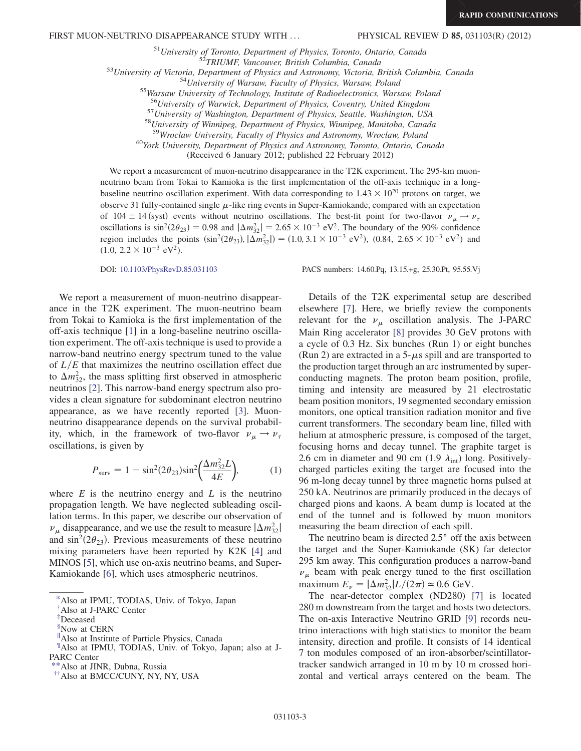[51]University of Toronto, Department of Physics, Toronto, Ontario, Canada
[52]TRIUMF, Vancouver, British Columbia, Canada
[53]University of Victoria, Department of Physics and Astronomy, Victoria, British Columbia, Canada
[54]University of Warsaw, Faculty of Physics, Warsaw, Poland
[55]Warsaw University of Technology, Institute of Radioelectronics, Warsaw, Poland
[56]University of Warwick, Department of Physics, Coventry, United Kingdom
[57]University of Washington, Department of Physics, Seattle, Washington, USA
[58]University of Winnipeg, Department of Physics, Winnipeg, Manitoba, Canada
[59]Wroclaw University, Faculty of Physics and Astronomy, Wroclaw, Poland
[60]York University, Department of Physics and Astronomy, Toronto, Ontario, Canada
(Received 6 January 2012; published 22 February 2012)

We report a measurement of muon-neutrino disappearance in the T2K experiment. The 295-km muon-neutrino beam from Tokai to Kamioka is the first implementation of the off-axis technique in a long-baseline neutrino oscillation experiment. With data corresponding to $1.43 \times 10^{20}$ protons on target, we observe 31 fully-contained single $\mu$-like ring events in Super-Kamiokande, compared with an expectation of $104 \pm 14$ (syst) events without neutrino oscillations. The best-fit point for two-flavor $\nu_\mu \to \nu_\tau$ oscillations is $\sin^2(2\theta_{23}) = 0.98$ and $|\Delta m^2_{32}| = 2.65 \times 10^{-3}$ eV$^2$. The boundary of the 90% confidence region includes the points $(\sin^2(2\theta_{23}), |\Delta m^2_{32}|) = (1.0, 3.1 \times 10^{-3}$ eV$^2)$, $(0.84, 2.65 \times 10^{-3}$ eV$^2)$ and $(1.0, 2.2 \times 10^{-3}$ eV$^2)$.

DOI: 10.1103/PhysRevD.85.031103    PACS numbers: 14.60.Pq, 13.15.+g, 25.30.Pt, 95.55.Vj

We report a measurement of muon-neutrino disappearance in the T2K experiment. The muon-neutrino beam from Tokai to Kamioka is the first implementation of the off-axis technique [1] in a long-baseline neutrino oscillation experiment. The off-axis technique is used to provide a narrow-band neutrino energy spectrum tuned to the value of $L/E$ that maximizes the neutrino oscillation effect due to $\Delta m^2_{32}$, the mass splitting first observed in atmospheric neutrinos [2]. This narrow-band energy spectrum also provides a clean signature for subdominant electron neutrino appearance, as we have recently reported [3]. Muon-neutrino disappearance depends on the survival probability, which, in the framework of two-flavor $\nu_\mu \to \nu_\tau$ oscillations, is given by

$$P_{\rm surv} = 1 - \sin^2(2\theta_{23})\sin^2\left(\frac{\Delta m^2_{32} L}{4E}\right), \tag{1}$$

where $E$ is the neutrino energy and $L$ is the neutrino propagation length. We have neglected subleading oscillation terms. In this paper, we describe our observation of $\nu_\mu$ disappearance, and we use the result to measure $|\Delta m^2_{32}|$ and $\sin^2(2\theta_{23})$. Previous measurements of these neutrino mixing parameters have been reported by K2K [4] and MINOS [5], which use on-axis neutrino beams, and Super-Kamiokande [6], which uses atmospheric neutrinos.

Details of the T2K experimental setup are described elsewhere [7]. Here, we briefly review the components relevant for the $\nu_\mu$ oscillation analysis. The J-PARC Main Ring accelerator [8] provides 30 GeV protons with a cycle of 0.3 Hz. Six bunches (Run 1) or eight bunches (Run 2) are extracted in a 5-$\mu$s spill and are transported to the production target through an arc instrumented by superconducting magnets. The proton beam position, profile, timing and intensity are measured by 21 electrostatic beam position monitors, 19 segmented secondary emission monitors, one optical transition radiation monitor and five current transformers. The secondary beam line, filled with helium at atmospheric pressure, is composed of the target, focusing horns and decay tunnel. The graphite target is 2.6 cm in diameter and 90 cm (1.9 $\lambda_{\rm int}$) long. Positively-charged particles exiting the target are focused into the 96 m-long decay tunnel by three magnetic horns pulsed at 250 kA. Neutrinos are primarily produced in the decays of charged pions and kaons. A beam dump is located at the end of the tunnel and is followed by muon monitors measuring the beam direction of each spill.

The neutrino beam is directed 2.5° off the axis between the target and the Super-Kamiokande (SK) far detector 295 km away. This configuration produces a narrow-band $\nu_\mu$ beam with peak energy tuned to the first oscillation maximum $E_\nu = |\Delta m^2_{32}|L/(2\pi) \simeq 0.6$ GeV.

The near-detector complex (ND280) [7] is located 280 m downstream from the target and hosts two detectors. The on-axis Interactive Neutrino GRID [9] records neutrino interactions with high statistics to monitor the beam intensity, direction and profile. It consists of 14 identical 7 ton modules composed of an iron-absorber/scintillator-tracker sandwich arranged in 10 m by 10 m crossed horizontal and vertical arrays centered on the beam. The

---

[*]Also at IPMU, TODIAS, Univ. of Tokyo, Japan
[†]Also at J-PARC Center
[‡]Deceased
[§]Now at CERN
[∥]Also at Institute of Particle Physics, Canada
[¶]Also at IPMU, TODIAS, Univ. of Tokyo, Japan; also at J-PARC Center
[**]Also at JINR, Dubna, Russia
[††]Also at BMCC/CUNY, NY, NY, USA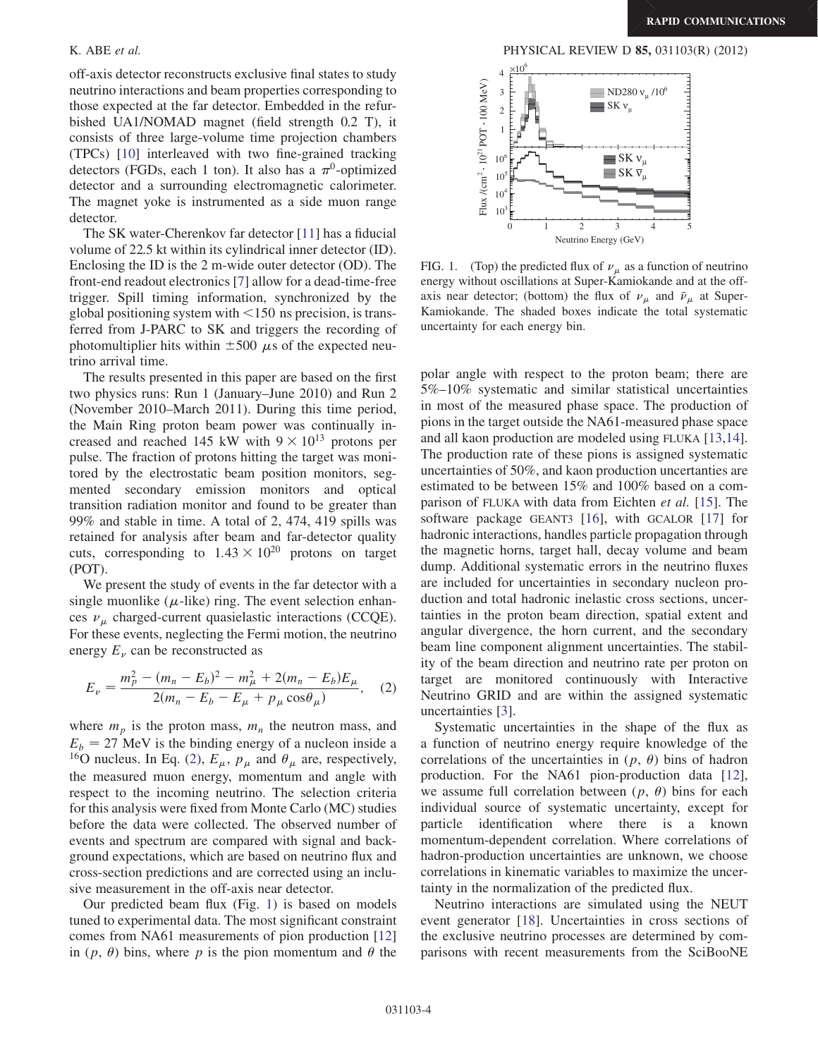off-axis detector reconstructs exclusive final states to study neutrino interactions and beam properties corresponding to those expected at the far detector. Embedded in the refurbished UA1/NOMAD magnet (field strength 0.2 T), it consists of three large-volume time projection chambers (TPCs) [10] interleaved with two fine-grained tracking detectors (FGDs, each 1 ton). It also has a $\pi^0$-optimized detector and a surrounding electromagnetic calorimeter. The magnet yoke is instrumented as a side muon range detector.

The SK water-Cherenkov far detector [11] has a fiducial volume of 22.5 kt within its cylindrical inner detector (ID). Enclosing the ID is the 2 m-wide outer detector (OD). The front-end readout electronics [7] allow for a dead-time-free trigger. Spill timing information, synchronized by the global positioning system with <150 ns precision, is transferred from J-PARC to SK and triggers the recording of photomultiplier hits within $\pm 500$ $\mu$s of the expected neutrino arrival time.

The results presented in this paper are based on the first two physics runs: Run 1 (January–June 2010) and Run 2 (November 2010–March 2011). During this time period, the Main Ring proton beam power was continually increased and reached 145 kW with $9 \times 10^{13}$ protons per pulse. The fraction of protons hitting the target was monitored by the electrostatic beam position monitors, segmented secondary emission monitors and optical transition radiation monitor and found to be greater than 99% and stable in time. A total of 2, 474, 419 spills was retained for analysis after beam and far-detector quality cuts, corresponding to $1.43 \times 10^{20}$ protons on target (POT).

We present the study of events in the far detector with a single muonlike ($\mu$-like) ring. The event selection enhances $\nu_\mu$ charged-current quasielastic interactions (CCQE). For these events, neglecting the Fermi motion, the neutrino energy $E_\nu$ can be reconstructed as

$$E_\nu = \frac{m_p^2 - (m_n - E_b)^2 - m_\mu^2 + 2(m_n - E_b)E_\mu}{2(m_n - E_b - E_\mu + p_\mu \cos\theta_\mu)}, \quad (2)$$

where $m_p$ is the proton mass, $m_n$ the neutron mass, and $E_b = 27$ MeV is the binding energy of a nucleon inside a $^{16}$O nucleus. In Eq. (2), $E_\mu$, $p_\mu$ and $\theta_\mu$ are, respectively, the measured muon energy, momentum and angle with respect to the incoming neutrino. The selection criteria for this analysis were fixed from Monte Carlo (MC) studies before the data were collected. The observed number of events and spectrum are compared with signal and background expectations, which are based on neutrino flux and cross-section predictions and are corrected using an inclusive measurement in the off-axis near detector.

Our predicted beam flux (Fig. 1) is based on models tuned to experimental data. The most significant constraint comes from NA61 measurements of pion production [12] in ($p$, $\theta$) bins, where $p$ is the pion momentum and $\theta$ the polar angle with respect to the proton beam; there are 5%–10% systematic and similar statistical uncertainties in most of the measured phase space. The production of pions in the target outside the NA61-measured phase space and all kaon production are modeled using FLUKA [13,14]. The production rate of these pions is assigned systematic uncertainties of 50%, and kaon production uncertainties are estimated to be between 15% and 100% based on a comparison of FLUKA with data from Eichten *et al.* [15]. The software package GEANT3 [16], with GCALOR [17] for hadronic interactions, handles particle propagation through the magnetic horns, target hall, decay volume and beam dump. Additional systematic errors in the neutrino fluxes are included for uncertainties in secondary nucleon production and total hadronic inelastic cross sections, uncertainties in the proton beam direction, spatial extent and angular divergence, the horn current, and the secondary beam line component alignment uncertainties. The stability of the beam direction and neutrino rate per proton on target are monitored continuously with Interactive Neutrino GRID and are within the assigned systematic uncertainties [3].

FIG. 1. (Top) the predicted flux of $\nu_\mu$ as a function of neutrino energy without oscillations at Super-Kamiokande and at the off-axis near detector; (bottom) the flux of $\nu_\mu$ and $\bar{\nu}_\mu$ at Super-Kamiokande. The shaded boxes indicate the total systematic uncertainty for each energy bin.

Systematic uncertainties in the shape of the flux as a function of neutrino energy require knowledge of the correlations of the uncertainties in ($p$, $\theta$) bins of hadron production. For the NA61 pion-production data [12], we assume full correlation between ($p$, $\theta$) bins for each individual source of systematic uncertainty, except for particle identification where there is a known momentum-dependent correlation. Where correlations of hadron-production uncertainties are unknown, we choose correlations in kinematic variables to maximize the uncertainty in the normalization of the predicted flux.

Neutrino interactions are simulated using the NEUT event generator [18]. Uncertainties in cross sections of the exclusive neutrino processes are determined by comparisons with recent measurements from the SciBooNE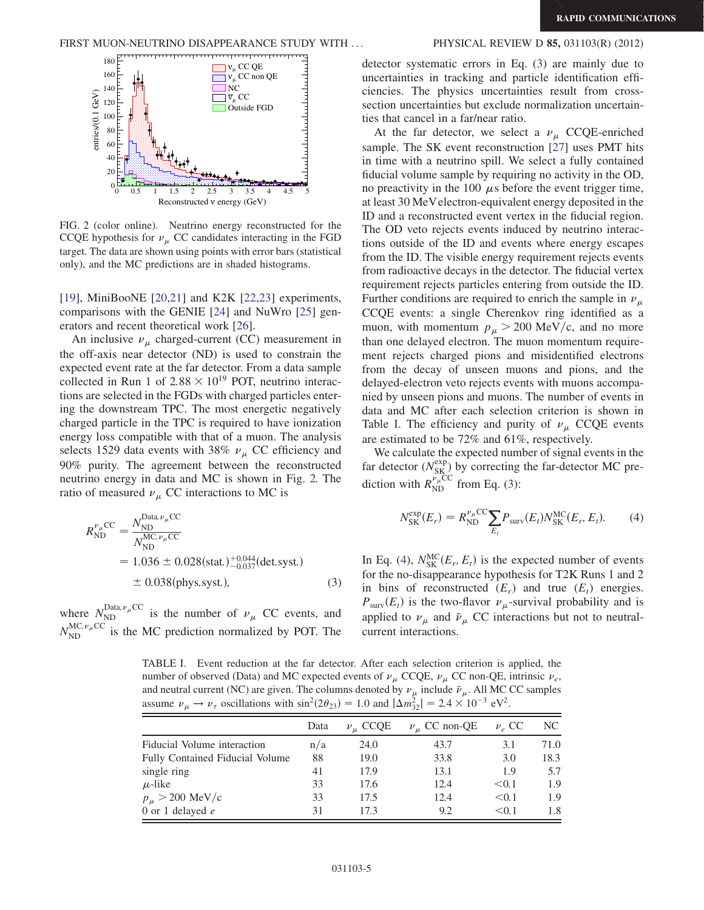FIG. 2 (color online). Neutrino energy reconstructed for the CCQE hypothesis for $\nu_\mu$ CC candidates interacting in the FGD target. The data are shown using points with error bars (statistical only), and the MC predictions are in shaded histograms.

[19], MiniBooNE [20,21] and K2K [22,23] experiments, comparisons with the GENIE [24] and NuWro [25] generators and recent theoretical work [26].

An inclusive $\nu_\mu$ charged-current (CC) measurement in the off-axis near detector (ND) is used to constrain the expected event rate at the far detector. From a data sample collected in Run 1 of $2.88 \times 10^{19}$ POT, neutrino interactions are selected in the FGDs with charged particles entering the downstream TPC. The most energetic negatively charged particle in the TPC is required to have ionization energy loss compatible with that of a muon. The analysis selects 1529 data events with 38% $\nu_\mu$ CC efficiency and 90% purity. The agreement between the reconstructed neutrino energy in data and MC is shown in Fig. 2. The ratio of measured $\nu_\mu$ CC interactions to MC is

$$
\begin{aligned}
R_{\mathrm{ND}}^{\nu_\mu \mathrm{CC}} &= \frac{N_{\mathrm{ND}}^{\mathrm{Data},\nu_\mu \mathrm{CC}}}{N_{\mathrm{ND}}^{\mathrm{MC},\nu_\mu \mathrm{CC}}} \\
&= 1.036 \pm 0.028(\mathrm{stat.})^{+0.044}_{-0.037}(\mathrm{det.syst.}) \\
&\quad \pm 0.038(\mathrm{phys.syst.}),
\end{aligned}
\tag{3}
$$

where $N_{\mathrm{ND}}^{\mathrm{Data},\nu_\mu \mathrm{CC}}$ is the number of $\nu_\mu$ CC events, and $N_{\mathrm{ND}}^{\mathrm{MC},\nu_\mu \mathrm{CC}}$ is the MC prediction normalized by POT. The detector systematic errors in Eq. (3) are mainly due to uncertainties in tracking and particle identification efficiencies. The physics uncertainties result from cross-section uncertainties but exclude normalization uncertainties that cancel in a far/near ratio.

At the far detector, we select a $\nu_\mu$ CCQE-enriched sample. The SK event reconstruction [27] uses PMT hits in time with a neutrino spill. We select a fully contained fiducial volume sample by requiring no activity in the OD, no preactivity in the 100 $\mu$s before the event trigger time, at least 30 MeV electron-equivalent energy deposited in the ID and a reconstructed event vertex in the fiducial region. The OD veto rejects events induced by neutrino interactions outside of the ID and events where energy escapes from the ID. The visible energy requirement rejects events from radioactive decays in the detector. The fiducial vertex requirement rejects particles entering from outside the ID. Further conditions are required to enrich the sample in $\nu_\mu$ CCQE events: a single Cherenkov ring identified as a muon, with momentum $p_\mu > 200$ MeV/c, and no more than one delayed electron. The muon momentum requirement rejects charged pions and misidentified electrons from the decay of unseen muons and pions, and the delayed-electron veto rejects events with muons accompanied by unseen pions and muons. The number of events in data and MC after each selection criterion is shown in Table I. The efficiency and purity of $\nu_\mu$ CCQE events are estimated to be 72% and 61%, respectively.

We calculate the expected number of signal events in the far detector ($N_{\mathrm{SK}}^{\mathrm{exp}}$) by correcting the far-detector MC prediction with $R_{\mathrm{ND}}^{\nu_\mu \mathrm{CC}}$ from Eq. (3):

$$
N_{\mathrm{SK}}^{\mathrm{exp}}(E_r) = R_{\mathrm{ND}}^{\nu_\mu \mathrm{CC}} \sum_{E_t} P_{\mathrm{surv}}(E_t) N_{\mathrm{SK}}^{\mathrm{MC}}(E_r, E_t). \tag{4}
$$

In Eq. (4), $N_{\mathrm{SK}}^{\mathrm{MC}}(E_r, E_t)$ is the expected number of events for the no-disappearance hypothesis for T2K Runs 1 and 2 in bins of reconstructed ($E_r$) and true ($E_t$) energies. $P_{\mathrm{surv}}(E_t)$ is the two-flavor $\nu_\mu$-survival probability and is applied to $\nu_\mu$ and $\bar{\nu}_\mu$ CC interactions but not to neutral-current interactions.

TABLE I. Event reduction at the far detector. After each selection criterion is applied, the number of observed (Data) and MC expected events of $\nu_\mu$ CCQE, $\nu_\mu$ CC non-QE, intrinsic $\nu_e$, and neutral current (NC) are given. The columns denoted by $\nu_\mu$ include $\bar{\nu}_\mu$. All MC CC samples assume $\nu_\mu \to \nu_\tau$ oscillations with $\sin^2(2\theta_{23}) = 1.0$ and $|\Delta m^2_{32}| = 2.4 \times 10^{-3}$ eV$^2$.

| | Data | $\nu_\mu$ CCQE | $\nu_\mu$ CC non-QE | $\nu_e$ CC | NC |
|---|---|---|---|---|---|
| Fiducial Volume interaction | n/a | 24.0 | 43.7 | 3.1 | 71.0 |
| Fully Contained Fiducial Volume | 88 | 19.0 | 33.8 | 3.0 | 18.3 |
| single ring | 41 | 17.9 | 13.1 | 1.9 | 5.7 |
| $\mu$-like | 33 | 17.6 | 12.4 | <0.1 | 1.9 |
| $p_\mu > 200$ MeV/c | 33 | 17.5 | 12.4 | <0.1 | 1.9 |
| 0 or 1 delayed $e$ | 31 | 17.3 | 9.2 | <0.1 | 1.8 |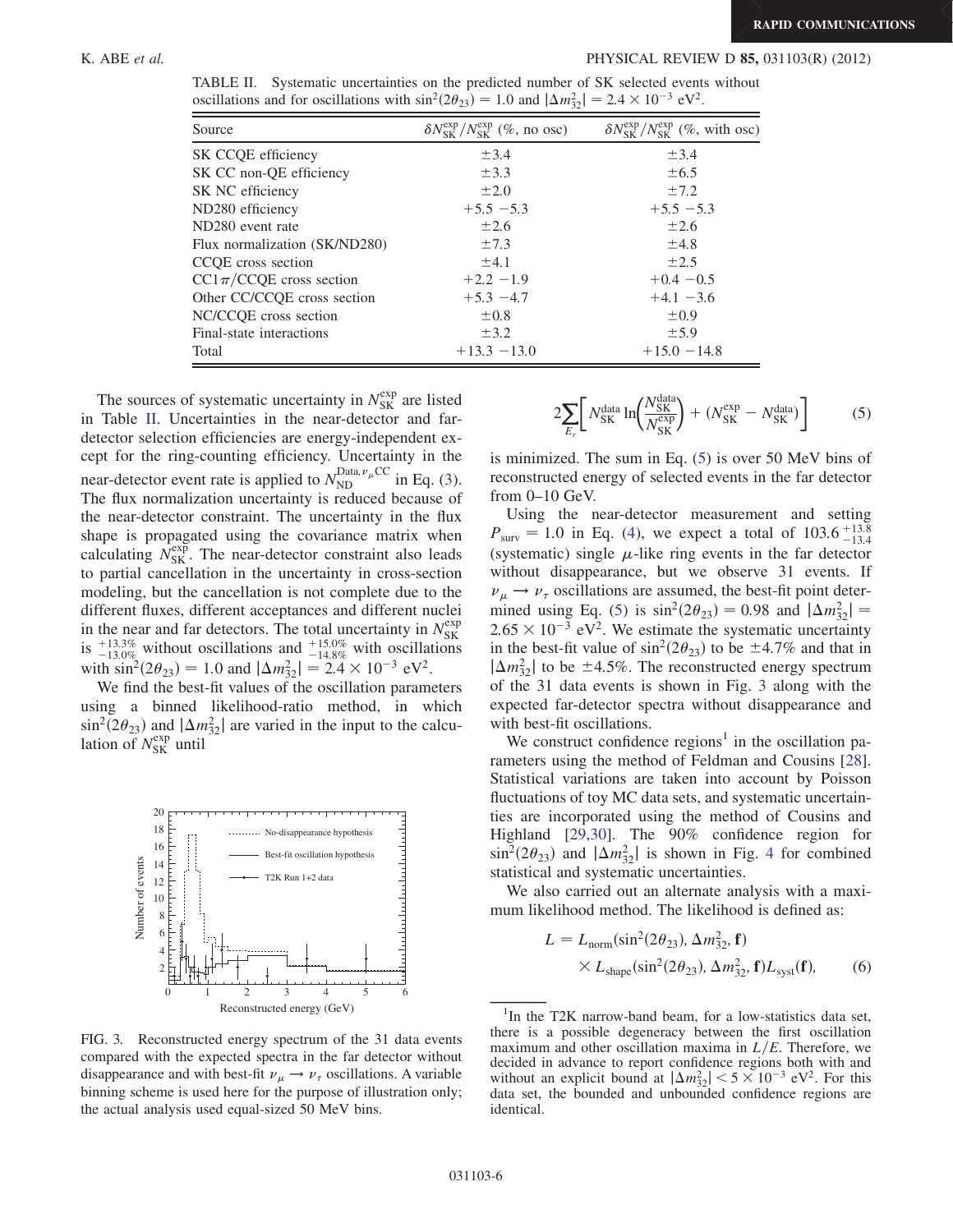TABLE II. Systematic uncertainties on the predicted number of SK selected events without oscillations and for oscillations with $\sin^2(2\theta_{23}) = 1.0$ and $|\Delta m^2_{32}| = 2.4 \times 10^{-3}$ eV$^2$.

| Source | $\delta N^{\rm exp}_{\rm SK}/N^{\rm exp}_{\rm SK}$ (%, no osc) | $\delta N^{\rm exp}_{\rm SK}/N^{\rm exp}_{\rm SK}$ (%, with osc) |
|---|---|---|
| SK CCQE efficiency | $\pm 3.4$ | $\pm 3.4$ |
| SK CC non-QE efficiency | $\pm 3.3$ | $\pm 6.5$ |
| SK NC efficiency | $\pm 2.0$ | $\pm 7.2$ |
| ND280 efficiency | $+5.5$ $-5.3$ | $+5.5$ $-5.3$ |
| ND280 event rate | $\pm 2.6$ | $\pm 2.6$ |
| Flux normalization (SK/ND280) | $\pm 7.3$ | $\pm 4.8$ |
| CCQE cross section | $\pm 4.1$ | $\pm 2.5$ |
| $\mathrm{CC}1\pi$/CCQE cross section | $+2.2$ $-1.9$ | $+0.4$ $-0.5$ |
| Other CC/CCQE cross section | $+5.3$ $-4.7$ | $+4.1$ $-3.6$ |
| NC/CCQE cross section | $\pm 0.8$ | $\pm 0.9$ |
| Final-state interactions | $\pm 3.2$ | $\pm 5.9$ |
| Total | $+13.3$ $-13.0$ | $+15.0$ $-14.8$ |

The sources of systematic uncertainty in $N^{\rm exp}_{\rm SK}$ are listed in Table II. Uncertainties in the near-detector and far-detector selection efficiencies are energy-independent except for the ring-counting efficiency. Uncertainty in the near-detector event rate is applied to $N^{\mathrm{Data},\nu_\mu \mathrm{CC}}_{\rm ND}$ in Eq. (3). The flux normalization uncertainty is reduced because of the near-detector constraint. The uncertainty in the flux shape is propagated using the covariance matrix when calculating $N^{\rm exp}_{\rm SK}$. The near-detector constraint also leads to partial cancellation in the uncertainty in cross-section modeling, but the cancellation is not complete due to the different fluxes, different acceptances and different nuclei in the near and far detectors. The total uncertainty in $N^{\rm exp}_{\rm SK}$ is $^{+13.3\%}_{-13.0\%}$ without oscillations and $^{+15.0\%}_{-14.8\%}$ with oscillations with $\sin^2(2\theta_{23}) = 1.0$ and $|\Delta m^2_{32}| = 2.4 \times 10^{-3}$ eV$^2$.

We find the best-fit values of the oscillation parameters using a binned likelihood-ratio method, in which $\sin^2(2\theta_{23})$ and $|\Delta m^2_{32}|$ are varied in the input to the calculation of $N^{\rm exp}_{\rm SK}$ until

$$2\sum_{E_r}\left[N^{\rm data}_{\rm SK}\ln\left(\frac{N^{\rm data}_{\rm SK}}{N^{\rm exp}_{\rm SK}}\right) + (N^{\rm exp}_{\rm SK} - N^{\rm data}_{\rm SK})\right] \tag{5}$$

is minimized. The sum in Eq. (5) is over 50 MeV bins of reconstructed energy of selected events in the far detector from 0–10 GeV.

Using the near-detector measurement and setting $P_{\rm surv} = 1.0$ in Eq. (4), we expect a total of $103.6^{+13.8}_{-13.4}$ (systematic) single $\mu$-like ring events in the far detector without disappearance, but we observe 31 events. If $\nu_\mu \to \nu_\tau$ oscillations are assumed, the best-fit point determined using Eq. (5) is $\sin^2(2\theta_{23}) = 0.98$ and $|\Delta m^2_{32}| = 2.65 \times 10^{-3}$ eV$^2$. We estimate the systematic uncertainty in the best-fit value of $\sin^2(2\theta_{23})$ to be $\pm 4.7\%$ and that in $|\Delta m^2_{32}|$ to be $\pm 4.5\%$. The reconstructed energy spectrum of the 31 data events is shown in Fig. 3 along with the expected far-detector spectra without disappearance and with best-fit oscillations.

FIG. 3. Reconstructed energy spectrum of the 31 data events compared with the expected spectra in the far detector without disappearance and with best-fit $\nu_\mu \to \nu_\tau$ oscillations. A variable binning scheme is used here for the purpose of illustration only; the actual analysis used equal-sized 50 MeV bins.

We construct confidence regions[1] in the oscillation parameters using the method of Feldman and Cousins [28]. Statistical variations are taken into account by Poisson fluctuations of toy MC data sets, and systematic uncertainties are incorporated using the method of Cousins and Highland [29,30]. The 90% confidence region for $\sin^2(2\theta_{23})$ and $|\Delta m^2_{32}|$ is shown in Fig. 4 for combined statistical and systematic uncertainties.

We also carried out an alternate analysis with a maximum likelihood method. The likelihood is defined as:

$$L = L_{\rm norm}(\sin^2(2\theta_{23}), \Delta m^2_{32}, \mathbf{f}) \times L_{\rm shape}(\sin^2(2\theta_{23}), \Delta m^2_{32}, \mathbf{f}) L_{\rm syst}(\mathbf{f}), \tag{6}$$

[1] In the T2K narrow-band beam, for a low-statistics data set, there is a possible degeneracy between the first oscillation maximum and other oscillation maxima in $L/E$. Therefore, we decided in advance to report confidence regions both with and without an explicit bound at $|\Delta m^2_{32}| < 5 \times 10^{-3}$ eV$^2$. For this data set, the bounded and unbounded confidence regions are identical.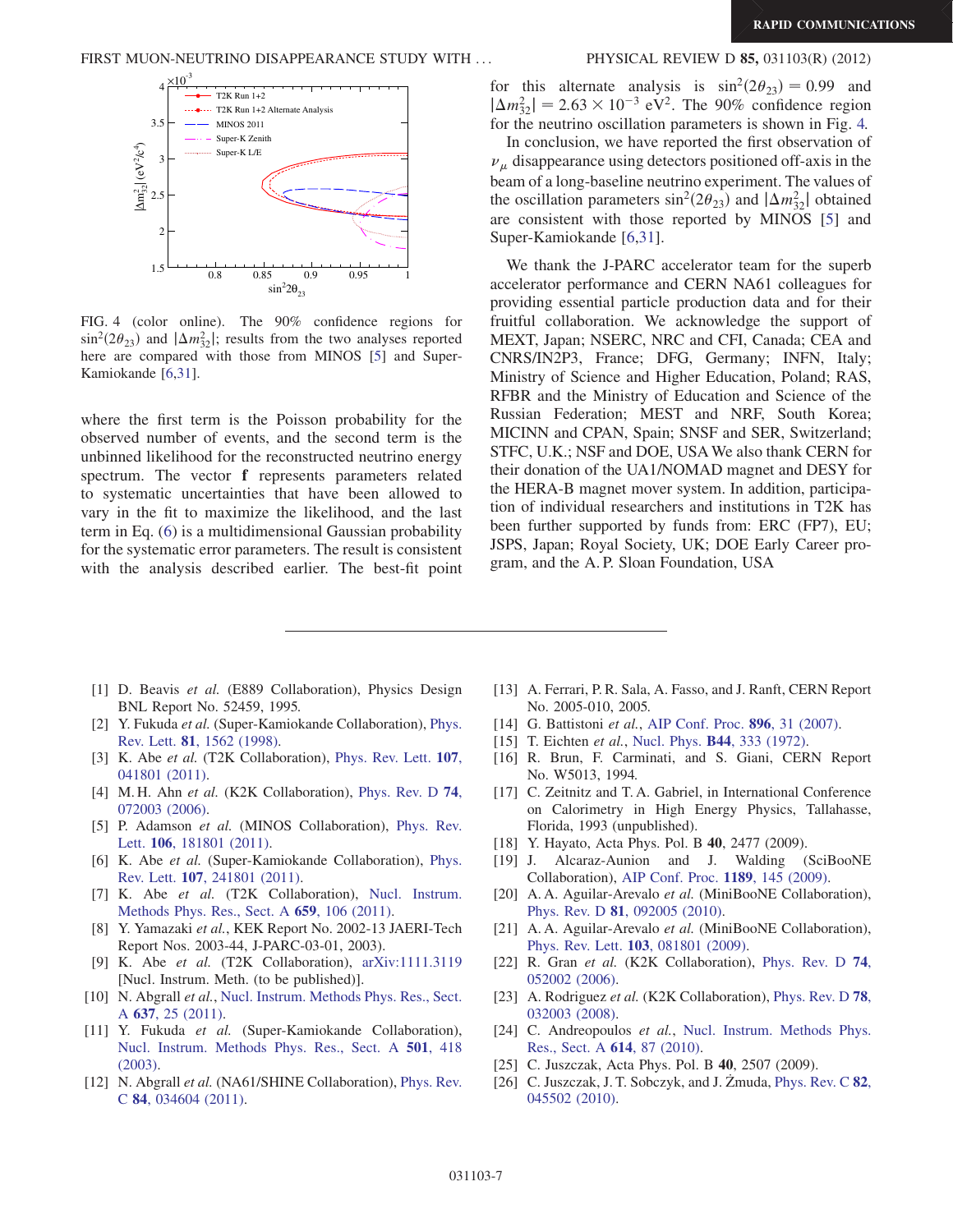FIG. 4 (color online). The 90% confidence regions for $\sin^2(2\theta_{23})$ and $|\Delta m^2_{32}|$; results from the two analyses reported here are compared with those from MINOS [5] and Super-Kamiokande [6,31].

where the first term is the Poisson probability for the observed number of events, and the second term is the unbinned likelihood for the reconstructed neutrino energy spectrum. The vector **f** represents parameters related to systematic uncertainties that have been allowed to vary in the fit to maximize the likelihood, and the last term in Eq. (6) is a multidimensional Gaussian probability for the systematic error parameters. The result is consistent with the analysis described earlier. The best-fit point for this alternate analysis is $\sin^2(2\theta_{23}) = 0.99$ and $|\Delta m^2_{32}| = 2.63 \times 10^{-3}$ eV$^2$. The 90% confidence region for the neutrino oscillation parameters is shown in Fig. 4.

In conclusion, we have reported the first observation of $\nu_\mu$ disappearance using detectors positioned off-axis in the beam of a long-baseline neutrino experiment. The values of the oscillation parameters $\sin^2(2\theta_{23})$ and $|\Delta m^2_{32}|$ obtained are consistent with those reported by MINOS [5] and Super-Kamiokande [6,31].

We thank the J-PARC accelerator team for the superb accelerator performance and CERN NA61 colleagues for providing essential particle production data and for their fruitful collaboration. We acknowledge the support of MEXT, Japan; NSERC, NRC and CFI, Canada; CEA and CNRS/IN2P3, France; DFG, Germany; INFN, Italy; Ministry of Science and Higher Education, Poland; RAS, RFBR and the Ministry of Education and Science of the Russian Federation; MEST and NRF, South Korea; MICINN and CPAN, Spain; SNSF and SER, Switzerland; STFC, U.K.; NSF and DOE, USA We also thank CERN for their donation of the UA1/NOMAD magnet and DESY for the HERA-B magnet mover system. In addition, participation of individual researchers and institutions in T2K has been further supported by funds from: ERC (FP7), EU; JSPS, Japan; Royal Society, UK; DOE Early Career program, and the A. P. Sloan Foundation, USA

---

[1] D. Beavis *et al.* (E889 Collaboration), Physics Design BNL Report No. 52459, 1995.

[2] Y. Fukuda *et al.* (Super-Kamiokande Collaboration), Phys. Rev. Lett. **81**, 1562 (1998).

[3] K. Abe *et al.* (T2K Collaboration), Phys. Rev. Lett. **107**, 041801 (2011).

[4] M. H. Ahn *et al.* (K2K Collaboration), Phys. Rev. D **74**, 072003 (2006).

[5] P. Adamson *et al.* (MINOS Collaboration), Phys. Rev. Lett. **106**, 181801 (2011).

[6] K. Abe *et al.* (Super-Kamiokande Collaboration), Phys. Rev. Lett. **107**, 241801 (2011).

[7] K. Abe *et al.* (T2K Collaboration), Nucl. Instrum. Methods Phys. Res., Sect. A **659**, 106 (2011).

[8] Y. Yamazaki *et al.*, KEK Report No. 2002-13 JAERI-Tech Report Nos. 2003-44, J-PARC-03-01, 2003).

[9] K. Abe *et al.* (T2K Collaboration), arXiv:1111.3119 [Nucl. Instrum. Meth. (to be published)].

[10] N. Abgrall *et al.*, Nucl. Instrum. Methods Phys. Res., Sect. A **637**, 25 (2011).

[11] Y. Fukuda *et al.* (Super-Kamiokande Collaboration), Nucl. Instrum. Methods Phys. Res., Sect. A **501**, 418 (2003).

[12] N. Abgrall *et al.* (NA61/SHINE Collaboration), Phys. Rev. C **84**, 034604 (2011).

[13] A. Ferrari, P. R. Sala, A. Fasso, and J. Ranft, CERN Report No. 2005-010, 2005.

[14] G. Battistoni *et al.*, AIP Conf. Proc. **896**, 31 (2007).

[15] T. Eichten *et al.*, Nucl. Phys. **B44**, 333 (1972).

[16] R. Brun, F. Carminati, and S. Giani, CERN Report No. W5013, 1994.

[17] C. Zeitnitz and T. A. Gabriel, in International Conference on Calorimetry in High Energy Physics, Tallahasse, Florida, 1993 (unpublished).

[18] Y. Hayato, Acta Phys. Pol. B **40**, 2477 (2009).

[19] J. Alcaraz-Aunion and J. Walding (SciBooNE Collaboration), AIP Conf. Proc. **1189**, 145 (2009).

[20] A. A. Aguilar-Arevalo *et al.* (MiniBooNE Collaboration), Phys. Rev. D **81**, 092005 (2010).

[21] A. A. Aguilar-Arevalo *et al.* (MiniBooNE Collaboration), Phys. Rev. Lett. **103**, 081801 (2009).

[22] R. Gran *et al.* (K2K Collaboration), Phys. Rev. D **74**, 052002 (2006).

[23] A. Rodriguez *et al.* (K2K Collaboration), Phys. Rev. D **78**, 032003 (2008).

[24] C. Andreopoulos *et al.*, Nucl. Instrum. Methods Phys. Res., Sect. A **614**, 87 (2010).

[25] C. Juszczak, Acta Phys. Pol. B **40**, 2507 (2009).

[26] C. Juszczak, J. T. Sobczyk, and J. Żmuda, Phys. Rev. C **82**, 045502 (2010).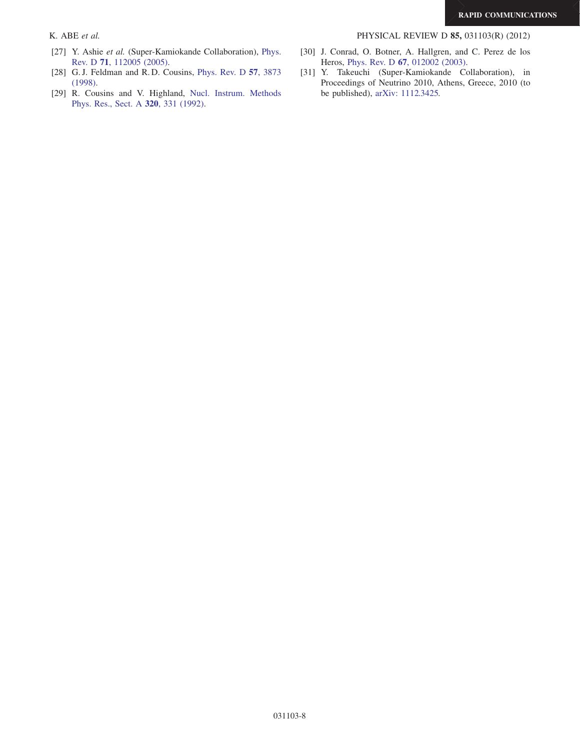[27] Y. Ashie *et al.* (Super-Kamiokande Collaboration), Phys. Rev. D **71**, 112005 (2005).

[28] G. J. Feldman and R. D. Cousins, Phys. Rev. D **57**, 3873 (1998).

[29] R. Cousins and V. Highland, Nucl. Instrum. Methods Phys. Res., Sect. A **320**, 331 (1992).

[30] J. Conrad, O. Botner, A. Hallgren, and C. Perez de los Heros, Phys. Rev. D **67**, 012002 (2003).

[31] Y. Takeuchi (Super-Kamiokande Collaboration), in Proceedings of Neutrino 2010, Athens, Greece, 2010 (to be published), arXiv: 1112.3425.